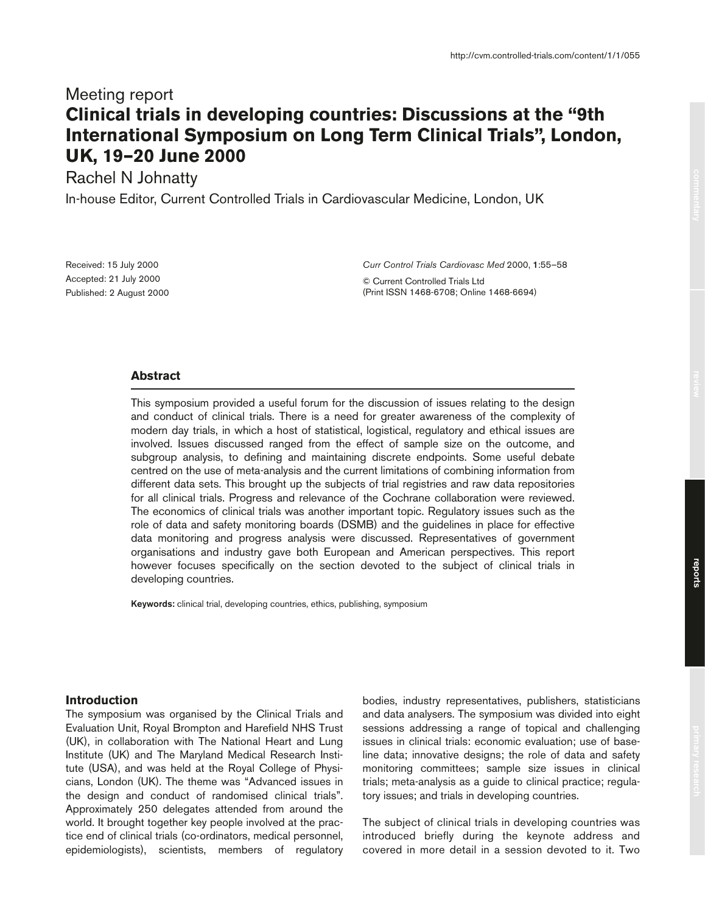Meeting report

# Clinical trials in developing countries: Discussions at the "9th International Symposium on Long Term Clinical Trials", London, UK, 19–20 June 2000

Rachel N Johnatty

In-house Editor, Current Controlled Trials in Cardiovascular Medicine, London, UK

Received: 15 July 2000
Accepted: 21 July 2000
Published: 2 August 2000

*Curr Control Trials Cardiovasc Med* 2000, **1**:55–58

© Current Controlled Trials Ltd
(Print ISSN 1468-6708; Online 1468-6694)

## Abstract

This symposium provided a useful forum for the discussion of issues relating to the design and conduct of clinical trials. There is a need for greater awareness of the complexity of modern day trials, in which a host of statistical, logistical, regulatory and ethical issues are involved. Issues discussed ranged from the effect of sample size on the outcome, and subgroup analysis, to defining and maintaining discrete endpoints. Some useful debate centred on the use of meta-analysis and the current limitations of combining information from different data sets. This brought up the subjects of trial registries and raw data repositories for all clinical trials. Progress and relevance of the Cochrane collaboration were reviewed. The economics of clinical trials was another important topic. Regulatory issues such as the role of data and safety monitoring boards (DSMB) and the guidelines in place for effective data monitoring and progress analysis were discussed. Representatives of government organisations and industry gave both European and American perspectives. This report however focuses specifically on the section devoted to the subject of clinical trials in developing countries.

**Keywords:** clinical trial, developing countries, ethics, publishing, symposium

## Introduction

The symposium was organised by the Clinical Trials and Evaluation Unit, Royal Brompton and Harefield NHS Trust (UK), in collaboration with The National Heart and Lung Institute (UK) and The Maryland Medical Research Institute (USA), and was held at the Royal College of Physicians, London (UK). The theme was "Advanced issues in the design and conduct of randomised clinical trials". Approximately 250 delegates attended from around the world. It brought together key people involved at the practice end of clinical trials (co-ordinators, medical personnel, epidemiologists), scientists, members of regulatory bodies, industry representatives, publishers, statisticians and data analysers. The symposium was divided into eight sessions addressing a range of topical and challenging issues in clinical trials: economic evaluation; use of baseline data; innovative designs; the role of data and safety monitoring committees; sample size issues in clinical trials; meta-analysis as a guide to clinical practice; regulatory issues; and trials in developing countries.

The subject of clinical trials in developing countries was introduced briefly during the keynote address and covered in more detail in a session devoted to it. Two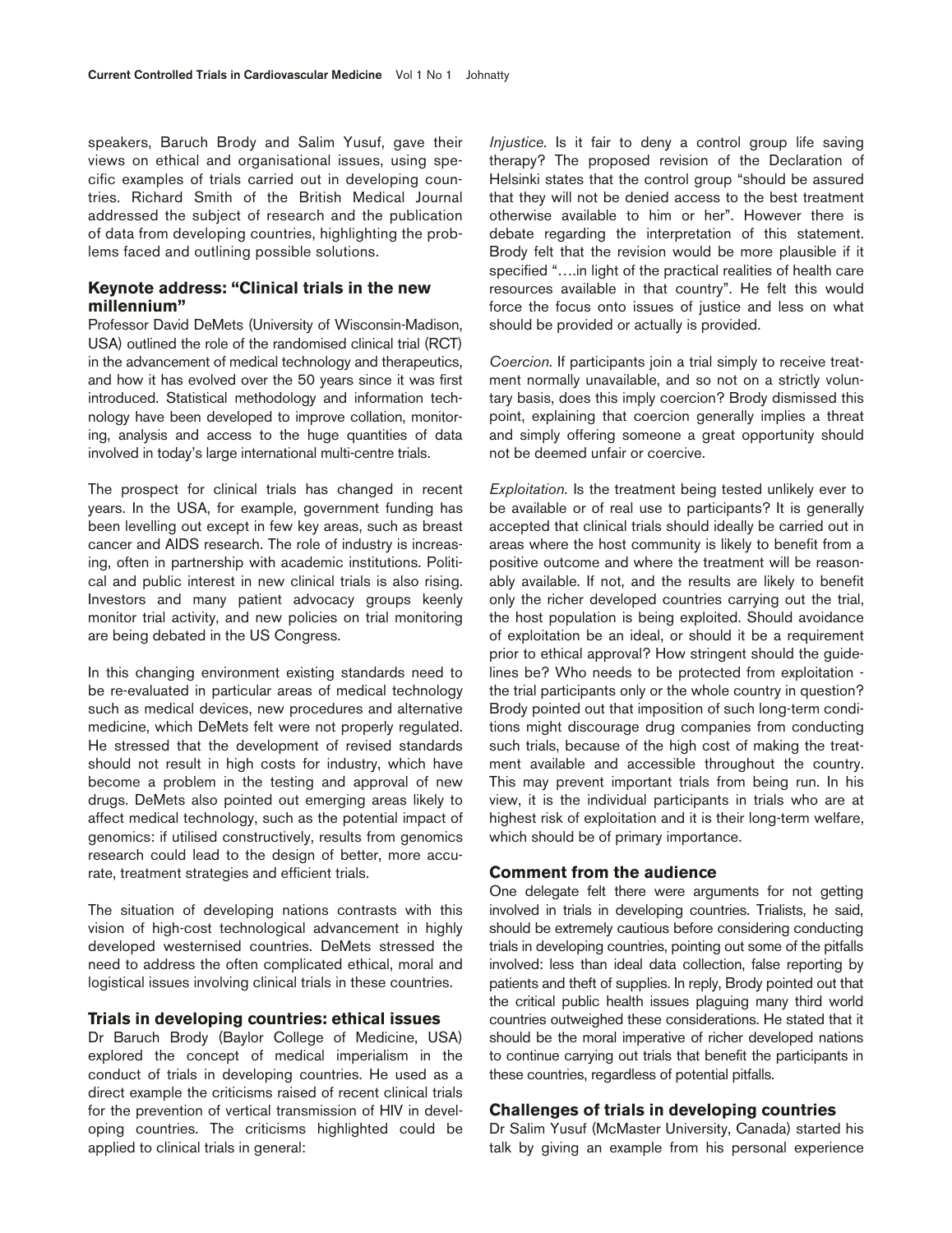speakers, Baruch Brody and Salim Yusuf, gave their views on ethical and organisational issues, using specific examples of trials carried out in developing countries. Richard Smith of the British Medical Journal addressed the subject of research and the publication of data from developing countries, highlighting the problems faced and outlining possible solutions.

## Keynote address: "Clinical trials in the new millennium"

Professor David DeMets (University of Wisconsin-Madison, USA) outlined the role of the randomised clinical trial (RCT) in the advancement of medical technology and therapeutics, and how it has evolved over the 50 years since it was first introduced. Statistical methodology and information technology have been developed to improve collation, monitoring, analysis and access to the huge quantities of data involved in today's large international multi-centre trials.

The prospect for clinical trials has changed in recent years. In the USA, for example, government funding has been levelling out except in few key areas, such as breast cancer and AIDS research. The role of industry is increasing, often in partnership with academic institutions. Political and public interest in new clinical trials is also rising. Investors and many patient advocacy groups keenly monitor trial activity, and new policies on trial monitoring are being debated in the US Congress.

In this changing environment existing standards need to be re-evaluated in particular areas of medical technology such as medical devices, new procedures and alternative medicine, which DeMets felt were not properly regulated. He stressed that the development of revised standards should not result in high costs for industry, which have become a problem in the testing and approval of new drugs. DeMets also pointed out emerging areas likely to affect medical technology, such as the potential impact of genomics: if utilised constructively, results from genomics research could lead to the design of better, more accurate, treatment strategies and efficient trials.

The situation of developing nations contrasts with this vision of high-cost technological advancement in highly developed westernised countries. DeMets stressed the need to address the often complicated ethical, moral and logistical issues involving clinical trials in these countries.

## Trials in developing countries: ethical issues

Dr Baruch Brody (Baylor College of Medicine, USA) explored the concept of medical imperialism in the conduct of trials in developing countries. He used as a direct example the criticisms raised of recent clinical trials for the prevention of vertical transmission of HIV in developing countries. The criticisms highlighted could be applied to clinical trials in general:

*Injustice*. Is it fair to deny a control group life saving therapy? The proposed revision of the Declaration of Helsinki states that the control group "should be assured that they will not be denied access to the best treatment otherwise available to him or her". However there is debate regarding the interpretation of this statement. Brody felt that the revision would be more plausible if it specified "….in light of the practical realities of health care resources available in that country". He felt this would force the focus onto issues of justice and less on what should be provided or actually is provided.

*Coercion.* If participants join a trial simply to receive treatment normally unavailable, and so not on a strictly voluntary basis, does this imply coercion? Brody dismissed this point, explaining that coercion generally implies a threat and simply offering someone a great opportunity should not be deemed unfair or coercive.

*Exploitation.* Is the treatment being tested unlikely ever to be available or of real use to participants? It is generally accepted that clinical trials should ideally be carried out in areas where the host community is likely to benefit from a positive outcome and where the treatment will be reasonably available. If not, and the results are likely to benefit only the richer developed countries carrying out the trial, the host population is being exploited. Should avoidance of exploitation be an ideal, or should it be a requirement prior to ethical approval? How stringent should the guidelines be? Who needs to be protected from exploitation - the trial participants only or the whole country in question? Brody pointed out that imposition of such long-term conditions might discourage drug companies from conducting such trials, because of the high cost of making the treatment available and accessible throughout the country. This may prevent important trials from being run. In his view, it is the individual participants in trials who are at highest risk of exploitation and it is their long-term welfare, which should be of primary importance.

## Comment from the audience

One delegate felt there were arguments for not getting involved in trials in developing countries. Trialists, he said, should be extremely cautious before considering conducting trials in developing countries, pointing out some of the pitfalls involved: less than ideal data collection, false reporting by patients and theft of supplies. In reply, Brody pointed out that the critical public health issues plaguing many third world countries outweighed these considerations. He stated that it should be the moral imperative of richer developed nations to continue carrying out trials that benefit the participants in these countries, regardless of potential pitfalls.

## Challenges of trials in developing countries

Dr Salim Yusuf (McMaster University, Canada) started his talk by giving an example from his personal experience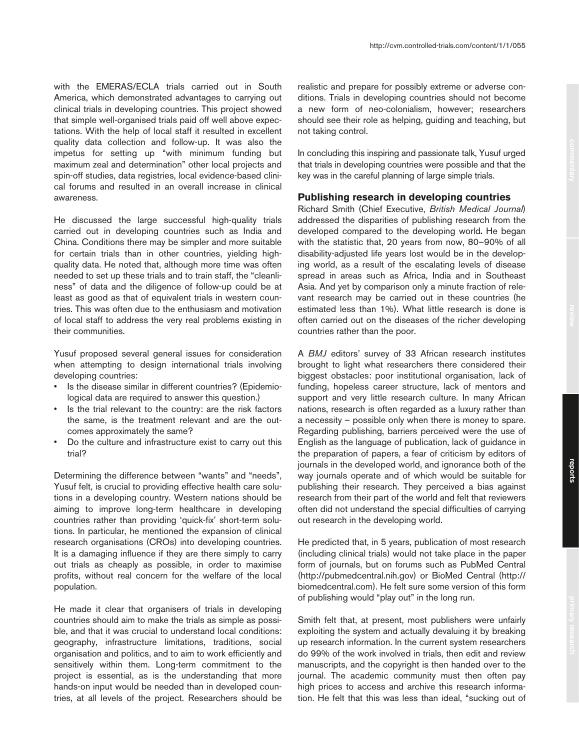with the EMERAS/ECLA trials carried out in South America, which demonstrated advantages to carrying out clinical trials in developing countries. This project showed that simple well-organised trials paid off well above expectations. With the help of local staff it resulted in excellent quality data collection and follow-up. It was also the impetus for setting up "with minimum funding but maximum zeal and determination" other local projects and spin-off studies, data registries, local evidence-based clinical forums and resulted in an overall increase in clinical awareness.

He discussed the large successful high-quality trials carried out in developing countries such as India and China. Conditions there may be simpler and more suitable for certain trials than in other countries, yielding high-quality data. He noted that, although more time was often needed to set up these trials and to train staff, the "cleanliness" of data and the diligence of follow-up could be at least as good as that of equivalent trials in western countries. This was often due to the enthusiasm and motivation of local staff to address the very real problems existing in their communities.

Yusuf proposed several general issues for consideration when attempting to design international trials involving developing countries:

- Is the disease similar in different countries? (Epidemiological data are required to answer this question.)
- Is the trial relevant to the country: are the risk factors the same, is the treatment relevant and are the outcomes approximately the same?
- Do the culture and infrastructure exist to carry out this trial?

Determining the difference between "wants" and "needs", Yusuf felt, is crucial to providing effective health care solutions in a developing country. Western nations should be aiming to improve long-term healthcare in developing countries rather than providing 'quick-fix' short-term solutions. In particular, he mentioned the expansion of clinical research organisations (CROs) into developing countries. It is a damaging influence if they are there simply to carry out trials as cheaply as possible, in order to maximise profits, without real concern for the welfare of the local population.

He made it clear that organisers of trials in developing countries should aim to make the trials as simple as possible, and that it was crucial to understand local conditions: geography, infrastructure limitations, traditions, social organisation and politics, and to aim to work efficiently and sensitively within them. Long-term commitment to the project is essential, as is the understanding that more hands-on input would be needed than in developed countries, at all levels of the project. Researchers should be realistic and prepare for possibly extreme or adverse conditions. Trials in developing countries should not become a new form of neo-colonialism, however; researchers should see their role as helping, guiding and teaching, but not taking control.

In concluding this inspiring and passionate talk, Yusuf urged that trials in developing countries were possible and that the key was in the careful planning of large simple trials.

## Publishing research in developing countries

Richard Smith (Chief Executive, *British Medical Journal*) addressed the disparities of publishing research from the developed compared to the developing world. He began with the statistic that, 20 years from now, 80–90% of all disability-adjusted life years lost would be in the developing world, as a result of the escalating levels of disease spread in areas such as Africa, India and in Southeast Asia. And yet by comparison only a minute fraction of relevant research may be carried out in these countries (he estimated less than 1%). What little research is done is often carried out on the diseases of the richer developing countries rather than the poor.

A *BMJ* editors' survey of 33 African research institutes brought to light what researchers there considered their biggest obstacles: poor institutional organisation, lack of funding, hopeless career structure, lack of mentors and support and very little research culture. In many African nations, research is often regarded as a luxury rather than a necessity – possible only when there is money to spare. Regarding publishing, barriers perceived were the use of English as the language of publication, lack of guidance in the preparation of papers, a fear of criticism by editors of journals in the developed world, and ignorance both of the way journals operate and of which would be suitable for publishing their research. They perceived a bias against research from their part of the world and felt that reviewers often did not understand the special difficulties of carrying out research in the developing world.

He predicted that, in 5 years, publication of most research (including clinical trials) would not take place in the paper form of journals, but on forums such as PubMed Central (http://pubmedcentral.nih.gov) or BioMed Central (http://biomedcentral.com). He felt sure some version of this form of publishing would "play out" in the long run.

Smith felt that, at present, most publishers were unfairly exploiting the system and actually devaluing it by breaking up research information. In the current system researchers do 99% of the work involved in trials, then edit and review manuscripts, and the copyright is then handed over to the journal. The academic community must then often pay high prices to access and archive this research information. He felt that this was less than ideal, "sucking out of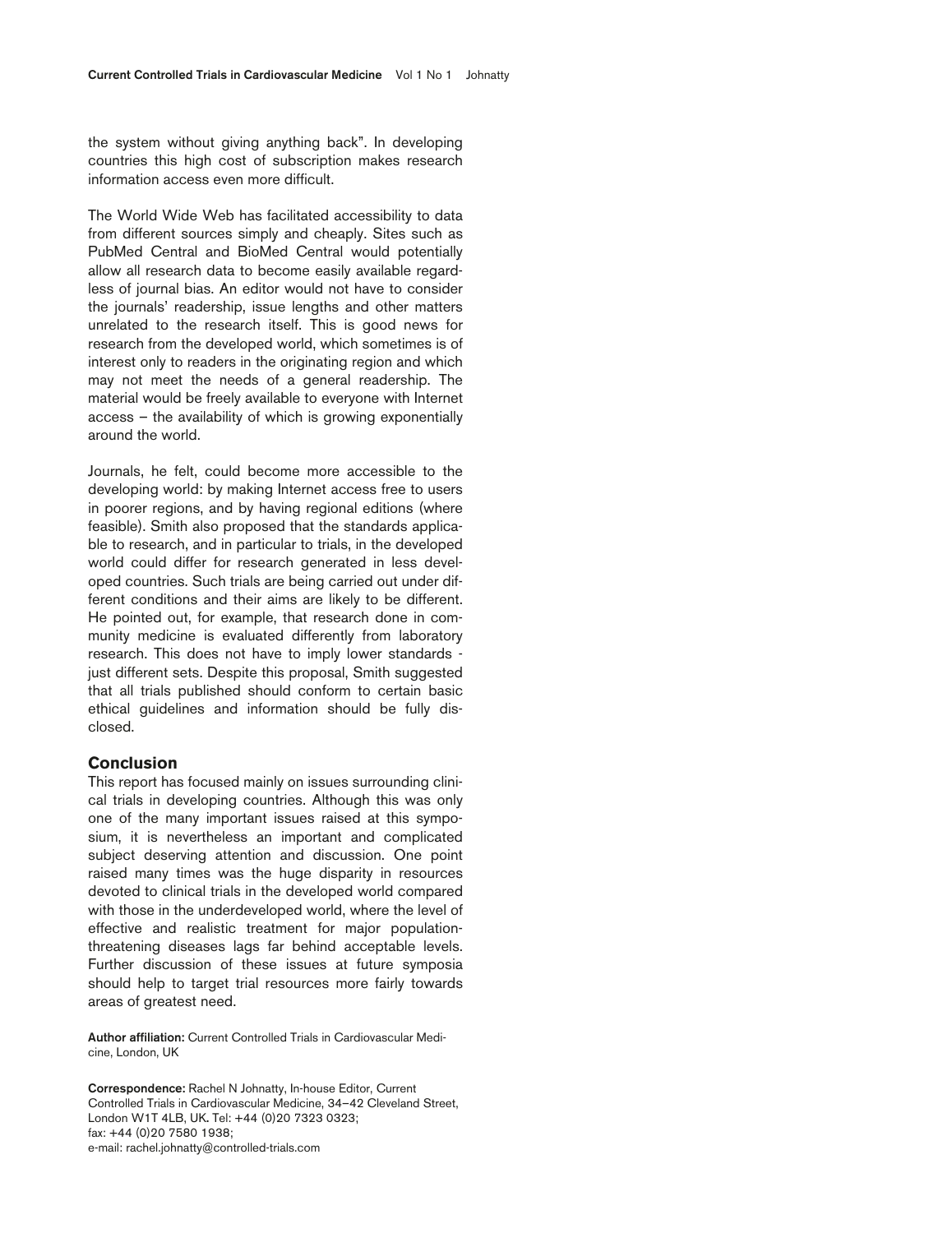the system without giving anything back". In developing countries this high cost of subscription makes research information access even more difficult.

The World Wide Web has facilitated accessibility to data from different sources simply and cheaply. Sites such as PubMed Central and BioMed Central would potentially allow all research data to become easily available regardless of journal bias. An editor would not have to consider the journals' readership, issue lengths and other matters unrelated to the research itself. This is good news for research from the developed world, which sometimes is of interest only to readers in the originating region and which may not meet the needs of a general readership. The material would be freely available to everyone with Internet access – the availability of which is growing exponentially around the world.

Journals, he felt, could become more accessible to the developing world: by making Internet access free to users in poorer regions, and by having regional editions (where feasible). Smith also proposed that the standards applicable to research, and in particular to trials, in the developed world could differ for research generated in less developed countries. Such trials are being carried out under different conditions and their aims are likely to be different. He pointed out, for example, that research done in community medicine is evaluated differently from laboratory research. This does not have to imply lower standards - just different sets. Despite this proposal, Smith suggested that all trials published should conform to certain basic ethical guidelines and information should be fully disclosed.

## Conclusion

This report has focused mainly on issues surrounding clinical trials in developing countries. Although this was only one of the many important issues raised at this symposium, it is nevertheless an important and complicated subject deserving attention and discussion. One point raised many times was the huge disparity in resources devoted to clinical trials in the developed world compared with those in the underdeveloped world, where the level of effective and realistic treatment for major population-threatening diseases lags far behind acceptable levels. Further discussion of these issues at future symposia should help to target trial resources more fairly towards areas of greatest need.

**Author affiliation:** Current Controlled Trials in Cardiovascular Medicine, London, UK

**Correspondence:** Rachel N Johnatty, In-house Editor, Current Controlled Trials in Cardiovascular Medicine, 34–42 Cleveland Street, London W1T 4LB, UK. Tel: +44 (0)20 7323 0323; fax: +44 (0)20 7580 1938; e-mail: rachel.johnatty@controlled-trials.com